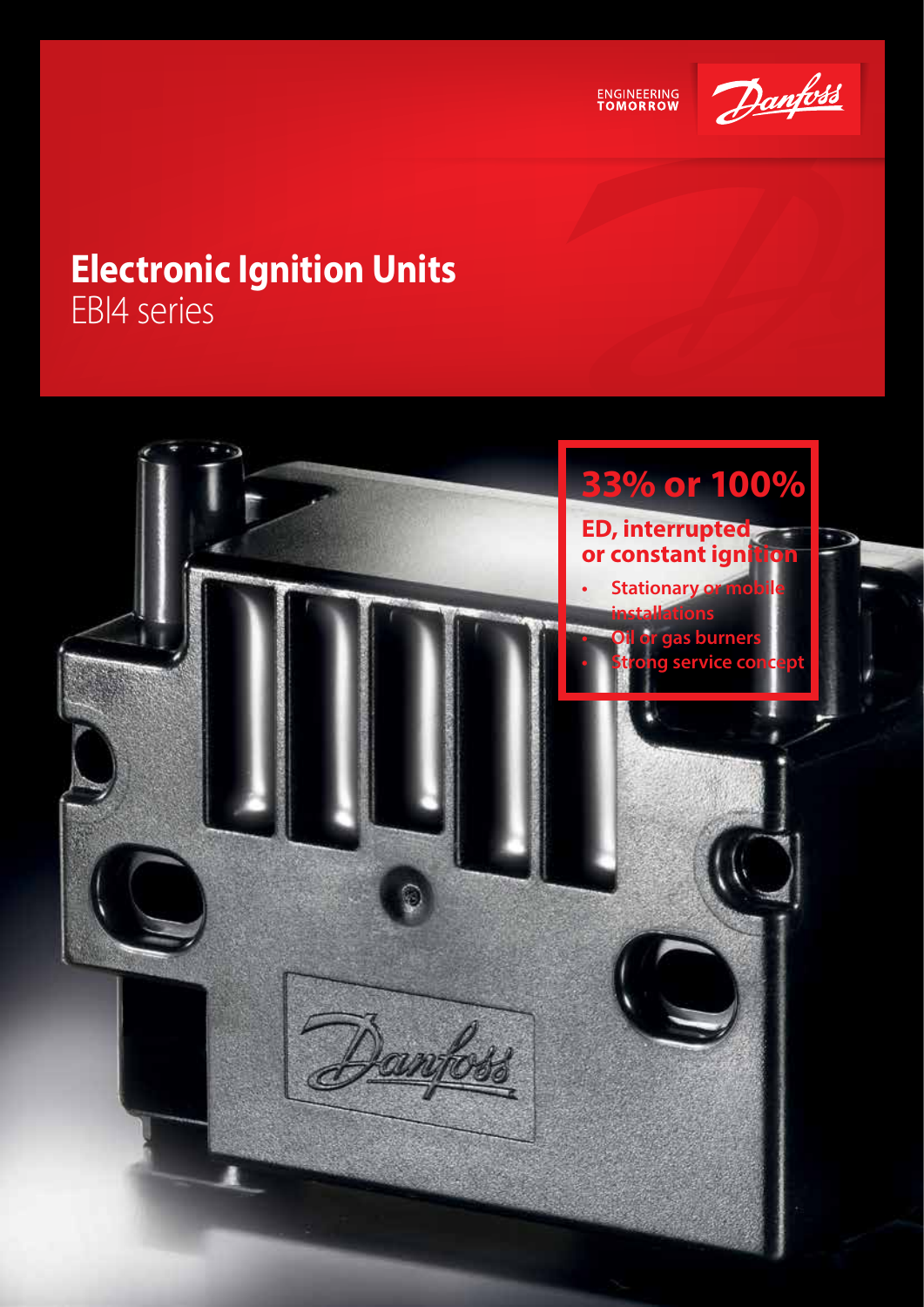ENGINEERING TOMORROW

# Electronic Ignition Units
EBI4 series

## 33% or 100%

### ED, interrupted or constant ignition

- Stationary or mobile installations
- Oil or gas burners
- Strong service concept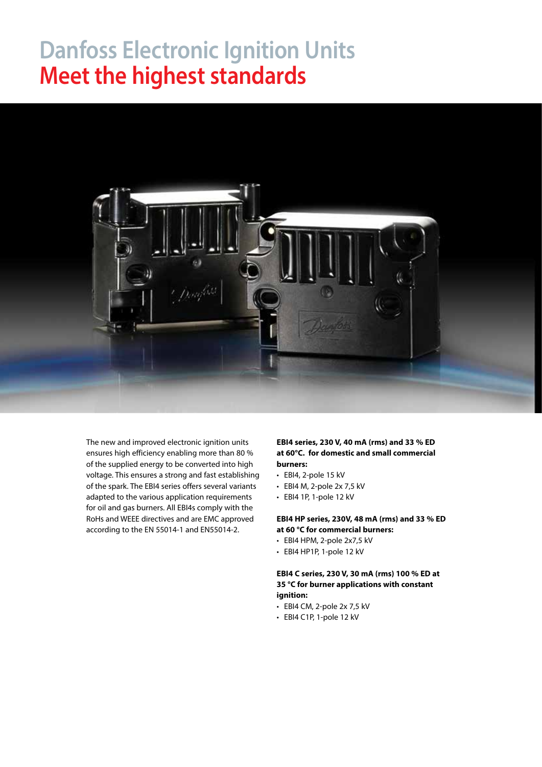# Danfoss Electronic Ignition Units

## Meet the highest standards

The new and improved electronic ignition units ensures high efficiency enabling more than 80 % of the supplied energy to be converted into high voltage. This ensures a strong and fast establishing of the spark. The EBI4 series offers several variants adapted to the various application requirements for oil and gas burners. All EBI4s comply with the RoHs and WEEE directives and are EMC approved according to the EN 55014-1 and EN55014-2.

**EBI4 series, 230 V, 40 mA (rms) and 33 % ED at 60°C. for domestic and small commercial burners:**

- EBI4, 2-pole 15 kV
- EBI4 M, 2-pole 2x 7,5 kV
- EBI4 1P, 1-pole 12 kV

**EBI4 HP series, 230V, 48 mA (rms) and 33 % ED at 60 °C for commercial burners:**

- EBI4 HPM, 2-pole 2x7,5 kV
- EBI4 HP1P, 1-pole 12 kV

**EBI4 C series, 230 V, 30 mA (rms) 100 % ED at 35 °C for burner applications with constant ignition:**

- EBI4 CM, 2-pole 2x 7,5 kV
- EBI4 C1P, 1-pole 12 kV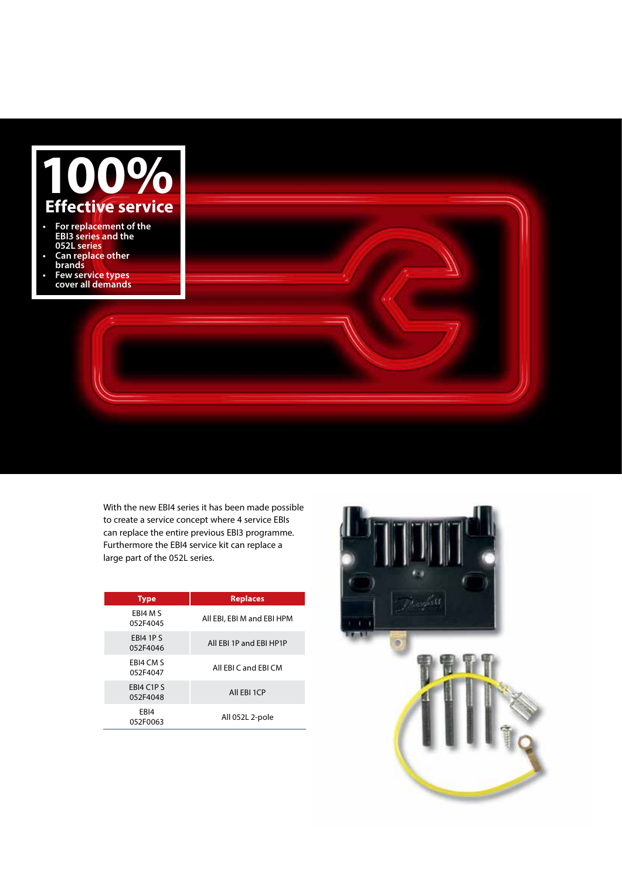# 100%

## Effective service

- For replacement of the EBI3 series and the 052L series
- Can replace other brands
- Few service types cover all demands

With the new EBI4 series it has been made possible to create a service concept where 4 service EBIs can replace the entire previous EBI3 programme. Furthermore the EBI4 service kit can replace a large part of the 052L series.

| Type | Replaces |
|---|---|
| EBI4 M S<br>052F4045 | All EBI, EBI M and EBI HPM |
| EBI4 1P S<br>052F4046 | All EBI 1P and EBI HP1P |
| EBI4 CM S<br>052F4047 | All EBI C and EBI CM |
| EBI4 C1P S<br>052F4048 | All EBI 1CP |
| EBI4<br>052F0063 | All 052L 2-pole |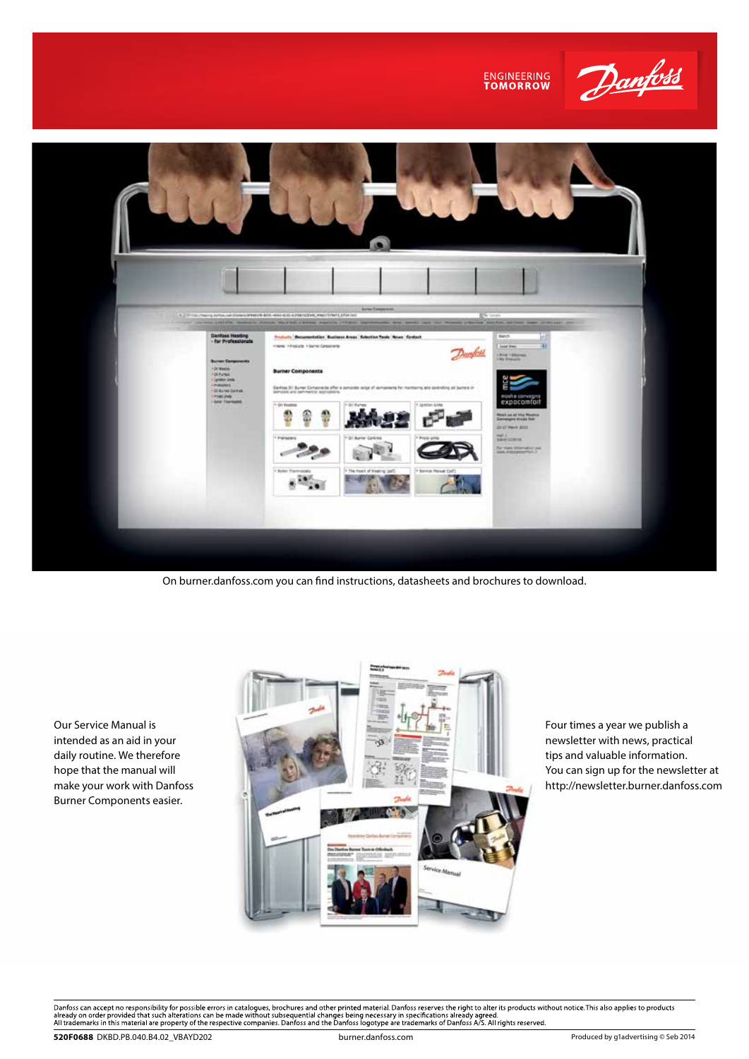ENGINEERING TOMORROW

On burner.danfoss.com you can find instructions, datasheets and brochures to download.

Our Service Manual is intended as an aid in your daily routine. We therefore hope that the manual will make your work with Danfoss Burner Components easier.

Four times a year we publish a newsletter with news, practical tips and valuable information. You can sign up for the newsletter at http://newsletter.burner.danfoss.com

Danfoss can accept no responsibility for possible errors in catalogues, brochures and other printed material. Danfoss reserves the right to alter its products without notice. This also applies to products already on order provided that such alterations can be made without subsequential changes being necessary in specifications already agreed.
All trademarks in this material are property of the respective companies. Danfoss and the Danfoss logotype are trademarks of Danfoss A/S. All rights reserved.

**520F0688** DKBD.PB.040.B4.02_VBAYD202 burner.danfoss.com Produced by g1advertising © Seb 2014